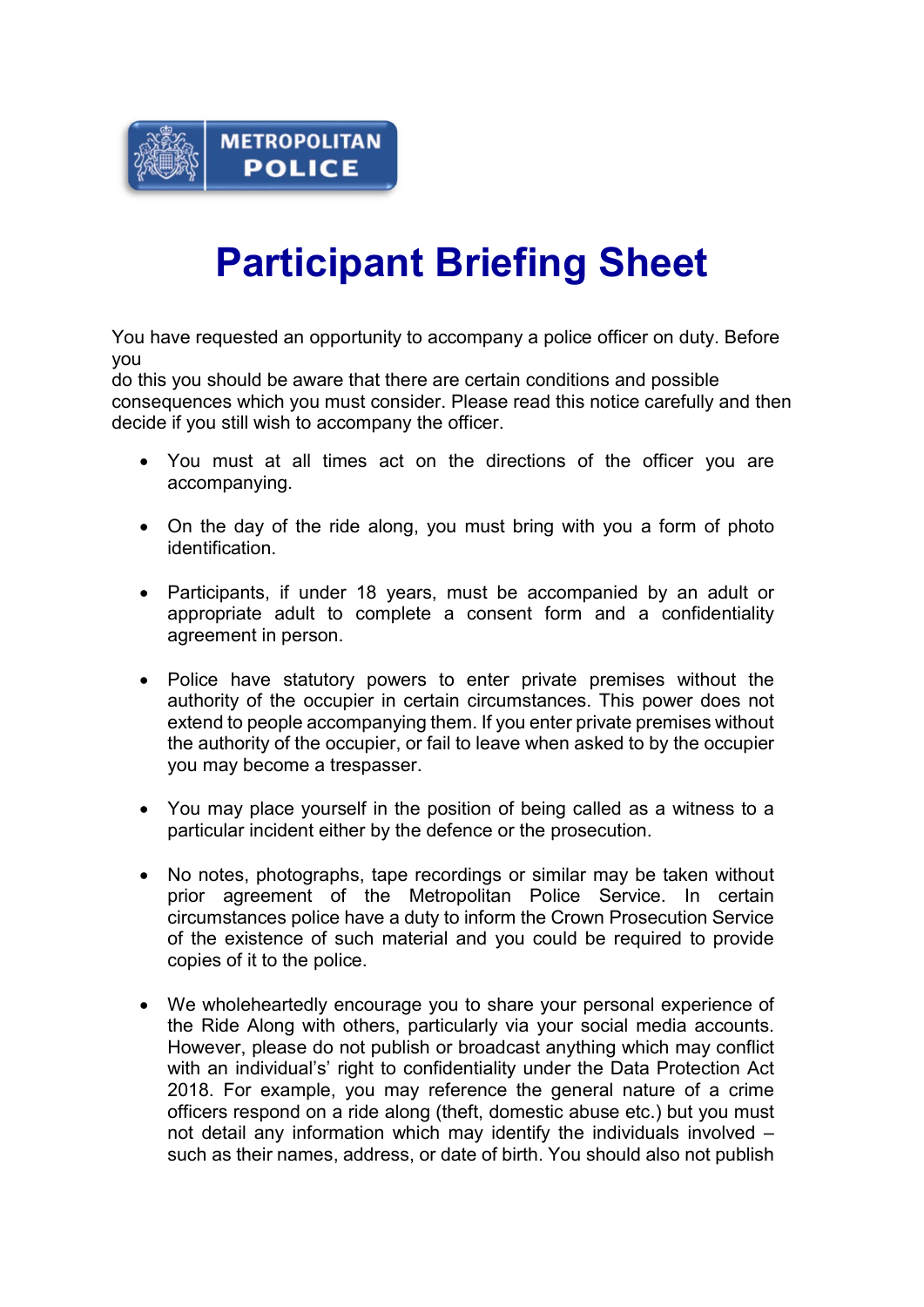METROPOLITAN POLICE

# Participant Briefing Sheet

You have requested an opportunity to accompany a police officer on duty. Before you do this you should be aware that there are certain conditions and possible consequences which you must consider. Please read this notice carefully and then decide if you still wish to accompany the officer.

- You must at all times act on the directions of the officer you are accompanying.

- On the day of the ride along, you must bring with you a form of photo identification.

- Participants, if under 18 years, must be accompanied by an adult or appropriate adult to complete a consent form and a confidentiality agreement in person.

- Police have statutory powers to enter private premises without the authority of the occupier in certain circumstances. This power does not extend to people accompanying them. If you enter private premises without the authority of the occupier, or fail to leave when asked to by the occupier you may become a trespasser.

- You may place yourself in the position of being called as a witness to a particular incident either by the defence or the prosecution.

- No notes, photographs, tape recordings or similar may be taken without prior agreement of the Metropolitan Police Service. In certain circumstances police have a duty to inform the Crown Prosecution Service of the existence of such material and you could be required to provide copies of it to the police.

- We wholeheartedly encourage you to share your personal experience of the Ride Along with others, particularly via your social media accounts. However, please do not publish or broadcast anything which may conflict with an individual's' right to confidentiality under the Data Protection Act 2018. For example, you may reference the general nature of a crime officers respond on a ride along (theft, domestic abuse etc.) but you must not detail any information which may identify the individuals involved – such as their names, address, or date of birth. You should also not publish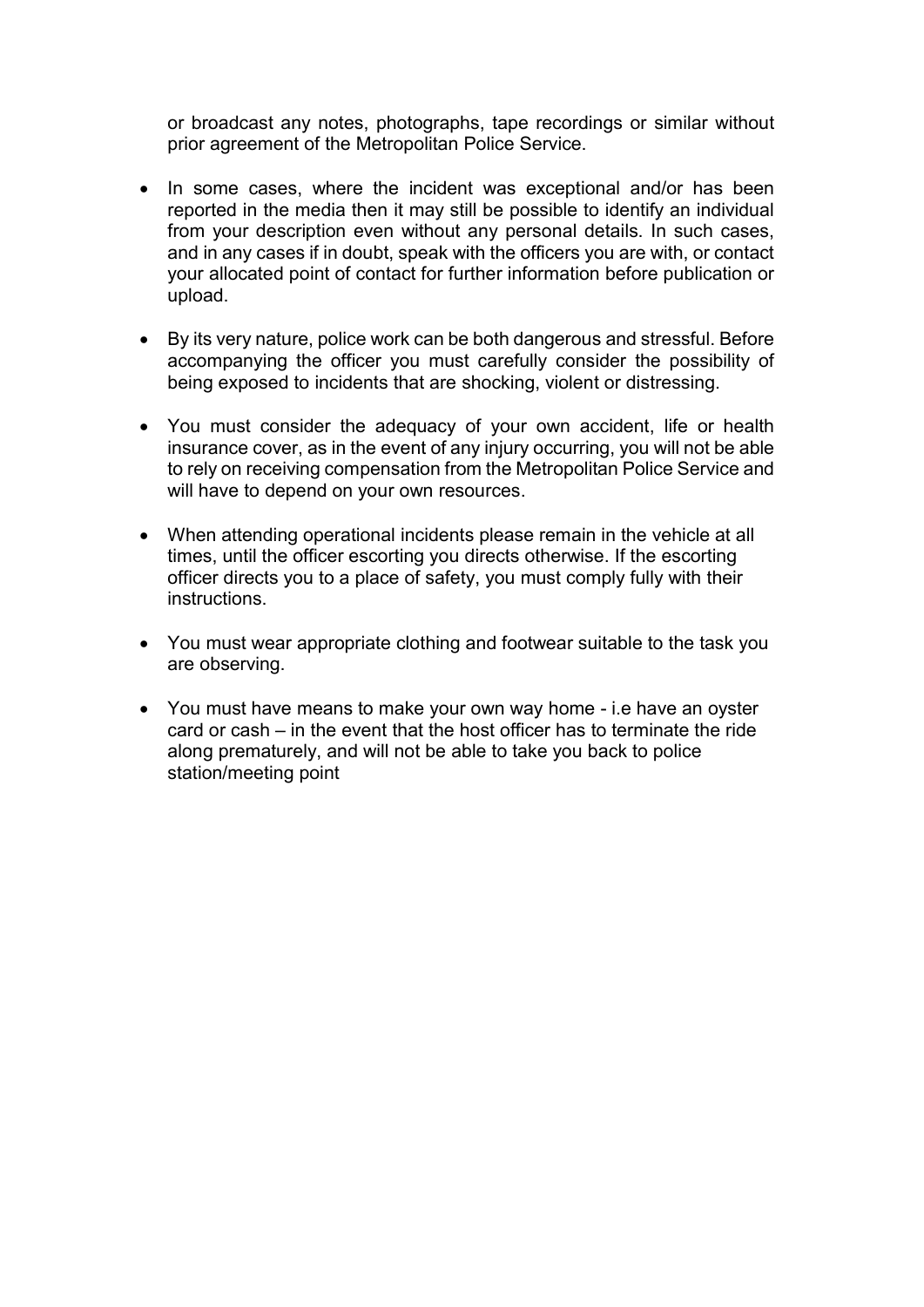or broadcast any notes, photographs, tape recordings or similar without prior agreement of the Metropolitan Police Service.

- In some cases, where the incident was exceptional and/or has been reported in the media then it may still be possible to identify an individual from your description even without any personal details. In such cases, and in any cases if in doubt, speak with the officers you are with, or contact your allocated point of contact for further information before publication or upload.
- By its very nature, police work can be both dangerous and stressful. Before accompanying the officer you must carefully consider the possibility of being exposed to incidents that are shocking, violent or distressing.
- You must consider the adequacy of your own accident, life or health insurance cover, as in the event of any injury occurring, you will not be able to rely on receiving compensation from the Metropolitan Police Service and will have to depend on your own resources.
- When attending operational incidents please remain in the vehicle at all times, until the officer escorting you directs otherwise. If the escorting officer directs you to a place of safety, you must comply fully with their instructions.
- You must wear appropriate clothing and footwear suitable to the task you are observing.
- You must have means to make your own way home - i.e have an oyster card or cash – in the event that the host officer has to terminate the ride along prematurely, and will not be able to take you back to police station/meeting point